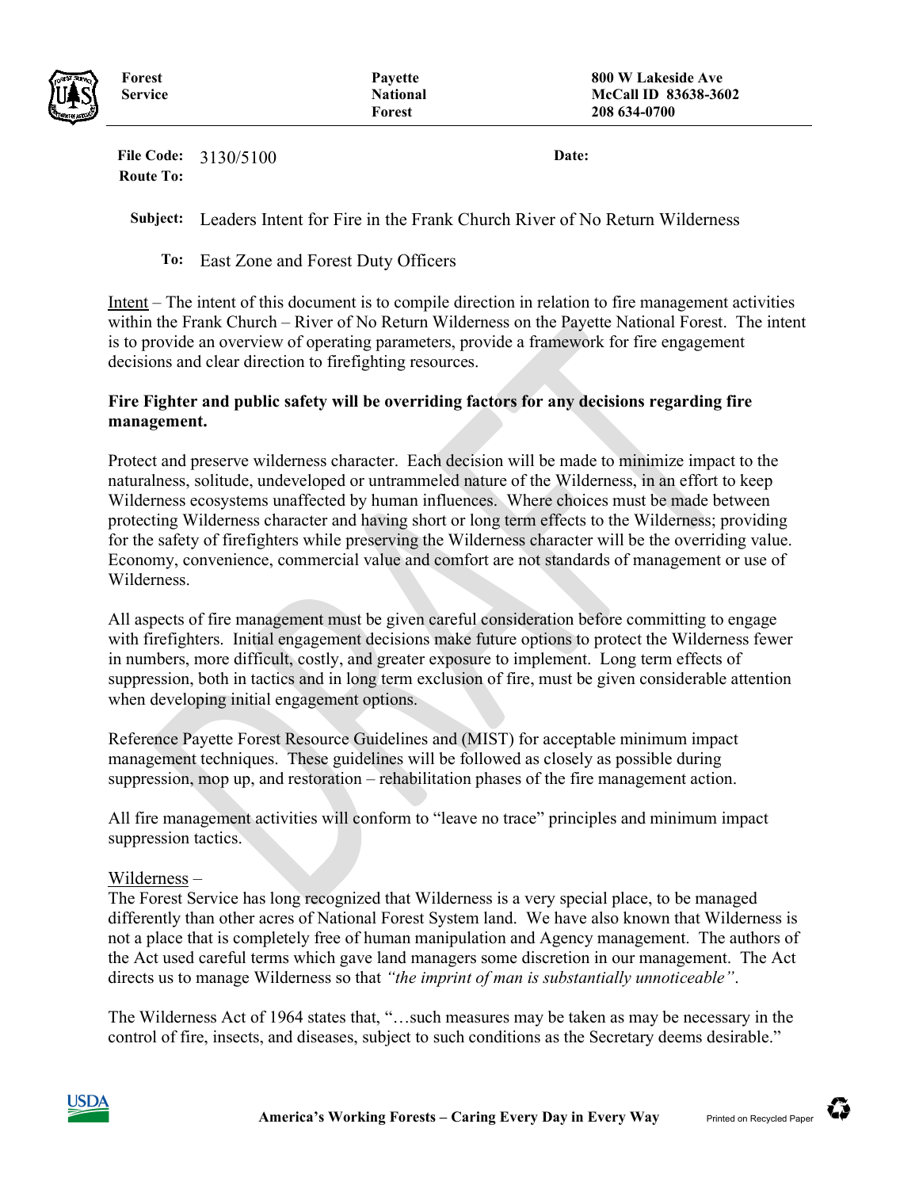Forest Service | Payette National Forest | 800 W Lakeside Ave McCall ID 83638-3602 208 634-0700

**File Code:** 3130/5100 **Date:**
**Route To:**

**Subject:** Leaders Intent for Fire in the Frank Church River of No Return Wilderness

**To:** East Zone and Forest Duty Officers

Intent – The intent of this document is to compile direction in relation to fire management activities within the Frank Church – River of No Return Wilderness on the Payette National Forest. The intent is to provide an overview of operating parameters, provide a framework for fire engagement decisions and clear direction to firefighting resources.

**Fire Fighter and public safety will be overriding factors for any decisions regarding fire management.**

Protect and preserve wilderness character. Each decision will be made to minimize impact to the naturalness, solitude, undeveloped or untrammeled nature of the Wilderness, in an effort to keep Wilderness ecosystems unaffected by human influences. Where choices must be made between protecting Wilderness character and having short or long term effects to the Wilderness; providing for the safety of firefighters while preserving the Wilderness character will be the overriding value. Economy, convenience, commercial value and comfort are not standards of management or use of Wilderness.

All aspects of fire management must be given careful consideration before committing to engage with firefighters. Initial engagement decisions make future options to protect the Wilderness fewer in numbers, more difficult, costly, and greater exposure to implement. Long term effects of suppression, both in tactics and in long term exclusion of fire, must be given considerable attention when developing initial engagement options.

Reference Payette Forest Resource Guidelines and (MIST) for acceptable minimum impact management techniques. These guidelines will be followed as closely as possible during suppression, mop up, and restoration – rehabilitation phases of the fire management action.

All fire management activities will conform to "leave no trace" principles and minimum impact suppression tactics.

Wilderness –
The Forest Service has long recognized that Wilderness is a very special place, to be managed differently than other acres of National Forest System land. We have also known that Wilderness is not a place that is completely free of human manipulation and Agency management. The authors of the Act used careful terms which gave land managers some discretion in our management. The Act directs us to manage Wilderness so that *"the imprint of man is substantially unnoticeable"*.

The Wilderness Act of 1964 states that, "…such measures may be taken as may be necessary in the control of fire, insects, and diseases, subject to such conditions as the Secretary deems desirable."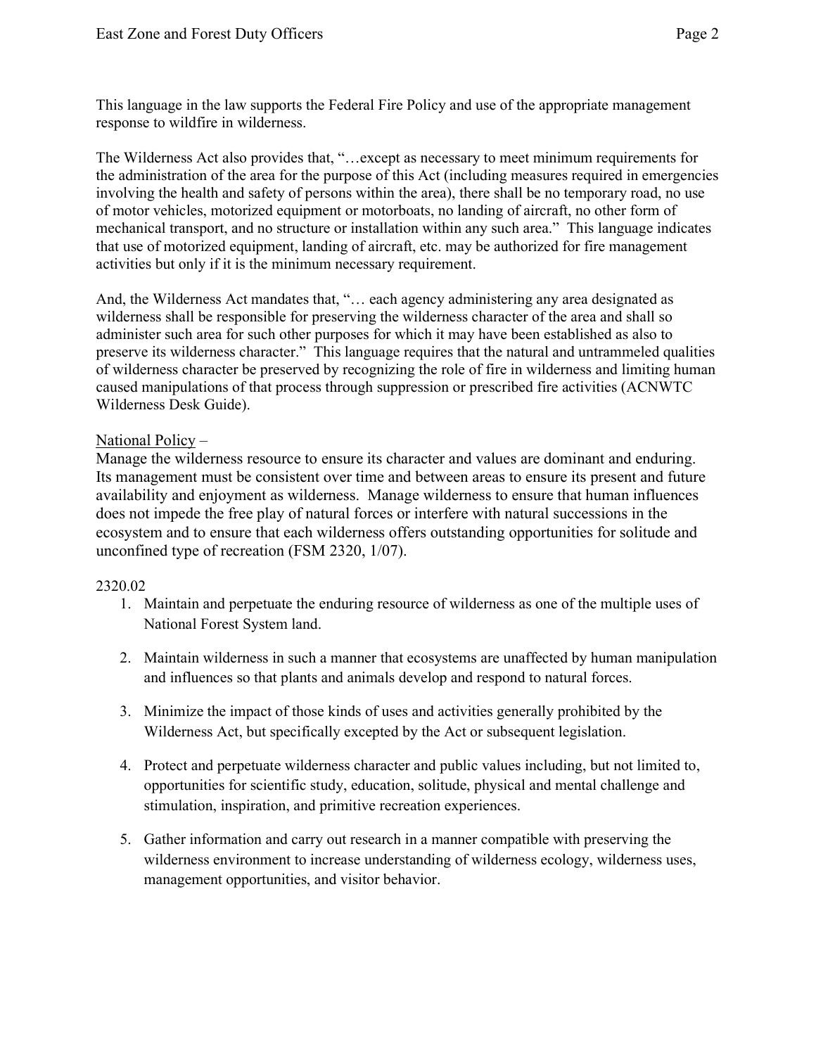This language in the law supports the Federal Fire Policy and use of the appropriate management response to wildfire in wilderness.

The Wilderness Act also provides that, "…except as necessary to meet minimum requirements for the administration of the area for the purpose of this Act (including measures required in emergencies involving the health and safety of persons within the area), there shall be no temporary road, no use of motor vehicles, motorized equipment or motorboats, no landing of aircraft, no other form of mechanical transport, and no structure or installation within any such area." This language indicates that use of motorized equipment, landing of aircraft, etc. may be authorized for fire management activities but only if it is the minimum necessary requirement.

And, the Wilderness Act mandates that, "… each agency administering any area designated as wilderness shall be responsible for preserving the wilderness character of the area and shall so administer such area for such other purposes for which it may have been established as also to preserve its wilderness character." This language requires that the natural and untrammeled qualities of wilderness character be preserved by recognizing the role of fire in wilderness and limiting human caused manipulations of that process through suppression or prescribed fire activities (ACNWTC Wilderness Desk Guide).

National Policy –
Manage the wilderness resource to ensure its character and values are dominant and enduring. Its management must be consistent over time and between areas to ensure its present and future availability and enjoyment as wilderness. Manage wilderness to ensure that human influences does not impede the free play of natural forces or interfere with natural successions in the ecosystem and to ensure that each wilderness offers outstanding opportunities for solitude and unconfined type of recreation (FSM 2320, 1/07).

2320.02

1. Maintain and perpetuate the enduring resource of wilderness as one of the multiple uses of National Forest System land.

2. Maintain wilderness in such a manner that ecosystems are unaffected by human manipulation and influences so that plants and animals develop and respond to natural forces.

3. Minimize the impact of those kinds of uses and activities generally prohibited by the Wilderness Act, but specifically excepted by the Act or subsequent legislation.

4. Protect and perpetuate wilderness character and public values including, but not limited to, opportunities for scientific study, education, solitude, physical and mental challenge and stimulation, inspiration, and primitive recreation experiences.

5. Gather information and carry out research in a manner compatible with preserving the wilderness environment to increase understanding of wilderness ecology, wilderness uses, management opportunities, and visitor behavior.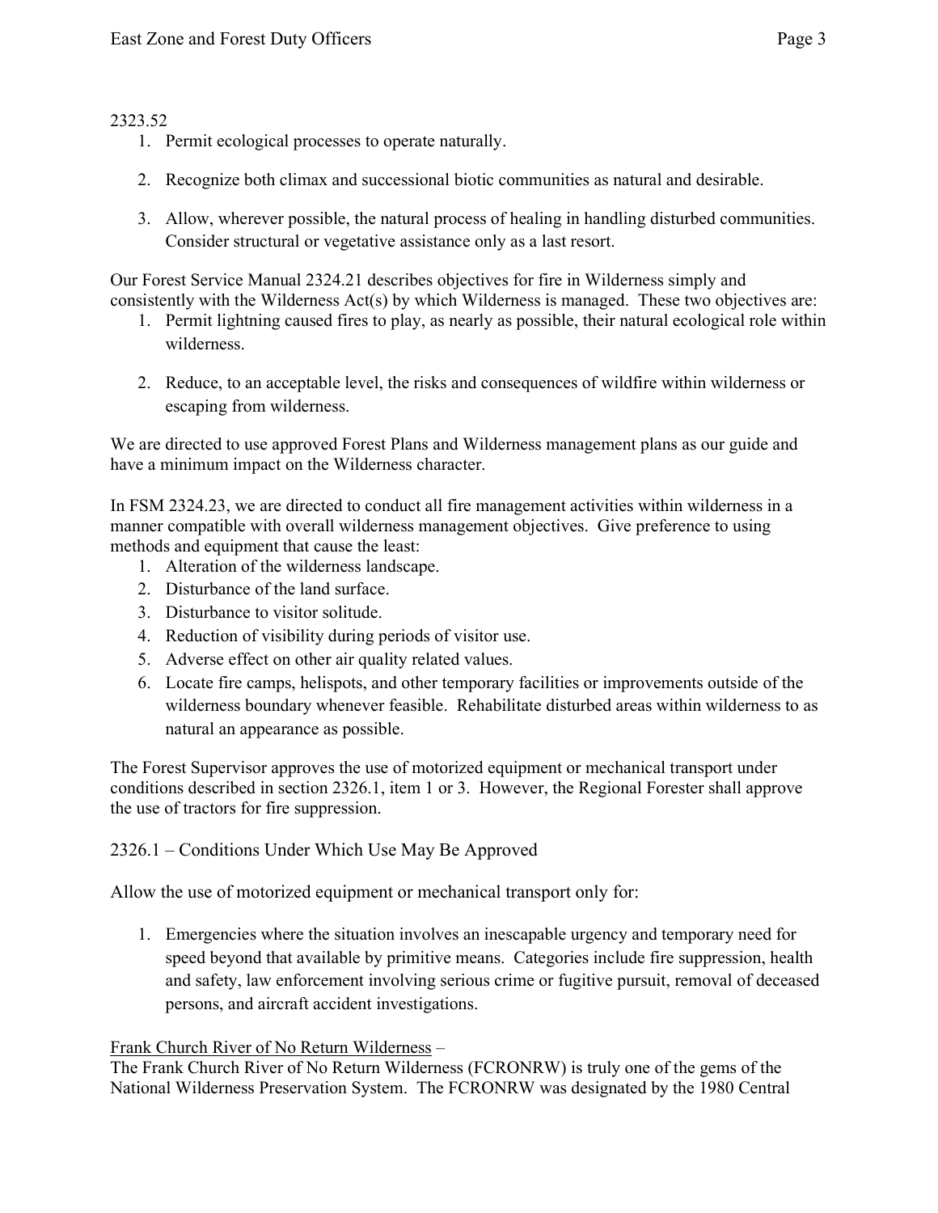2323.52

1. Permit ecological processes to operate naturally.

2. Recognize both climax and successional biotic communities as natural and desirable.

3. Allow, wherever possible, the natural process of healing in handling disturbed communities. Consider structural or vegetative assistance only as a last resort.

Our Forest Service Manual 2324.21 describes objectives for fire in Wilderness simply and consistently with the Wilderness Act(s) by which Wilderness is managed. These two objectives are:

1. Permit lightning caused fires to play, as nearly as possible, their natural ecological role within wilderness.

2. Reduce, to an acceptable level, the risks and consequences of wildfire within wilderness or escaping from wilderness.

We are directed to use approved Forest Plans and Wilderness management plans as our guide and have a minimum impact on the Wilderness character.

In FSM 2324.23, we are directed to conduct all fire management activities within wilderness in a manner compatible with overall wilderness management objectives. Give preference to using methods and equipment that cause the least:

1. Alteration of the wilderness landscape.
2. Disturbance of the land surface.
3. Disturbance to visitor solitude.
4. Reduction of visibility during periods of visitor use.
5. Adverse effect on other air quality related values.
6. Locate fire camps, helispots, and other temporary facilities or improvements outside of the wilderness boundary whenever feasible. Rehabilitate disturbed areas within wilderness to as natural an appearance as possible.

The Forest Supervisor approves the use of motorized equipment or mechanical transport under conditions described in section 2326.1, item 1 or 3. However, the Regional Forester shall approve the use of tractors for fire suppression.

2326.1 – Conditions Under Which Use May Be Approved

Allow the use of motorized equipment or mechanical transport only for:

1. Emergencies where the situation involves an inescapable urgency and temporary need for speed beyond that available by primitive means. Categories include fire suppression, health and safety, law enforcement involving serious crime or fugitive pursuit, removal of deceased persons, and aircraft accident investigations.

Frank Church River of No Return Wilderness –
The Frank Church River of No Return Wilderness (FCRONRW) is truly one of the gems of the National Wilderness Preservation System. The FCRONRW was designated by the 1980 Central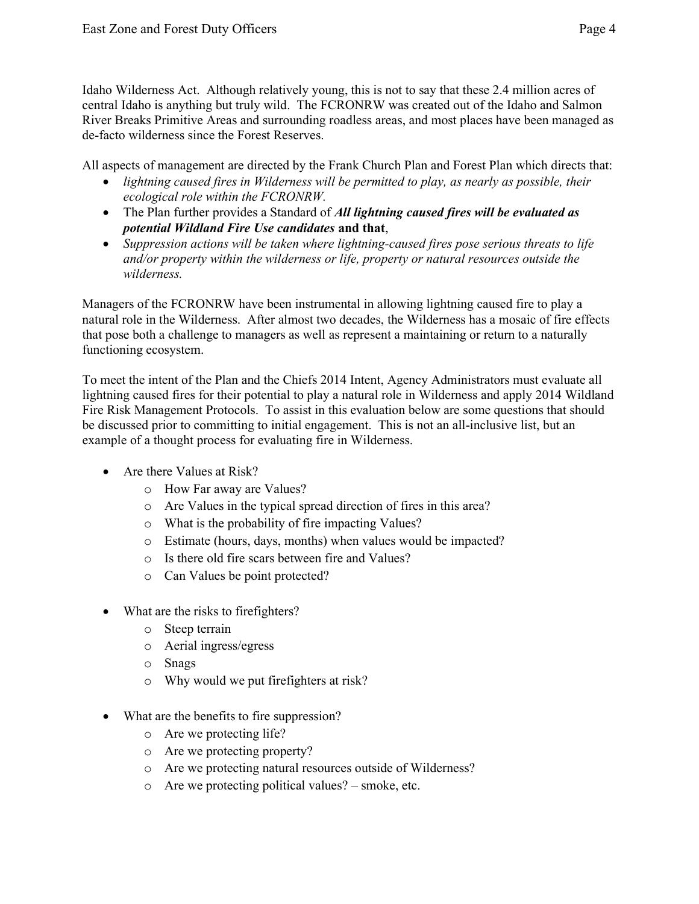Idaho Wilderness Act. Although relatively young, this is not to say that these 2.4 million acres of central Idaho is anything but truly wild. The FCRONRW was created out of the Idaho and Salmon River Breaks Primitive Areas and surrounding roadless areas, and most places have been managed as de-facto wilderness since the Forest Reserves.

All aspects of management are directed by the Frank Church Plan and Forest Plan which directs that:

- *lightning caused fires in Wilderness will be permitted to play, as nearly as possible, their ecological role within the FCRONRW.*
- The Plan further provides a Standard of ***All lightning caused fires will be evaluated as potential Wildland Fire Use candidates*** **and that**,
- *Suppression actions will be taken where lightning-caused fires pose serious threats to life and/or property within the wilderness or life, property or natural resources outside the wilderness.*

Managers of the FCRONRW have been instrumental in allowing lightning caused fire to play a natural role in the Wilderness. After almost two decades, the Wilderness has a mosaic of fire effects that pose both a challenge to managers as well as represent a maintaining or return to a naturally functioning ecosystem.

To meet the intent of the Plan and the Chiefs 2014 Intent, Agency Administrators must evaluate all lightning caused fires for their potential to play a natural role in Wilderness and apply 2014 Wildland Fire Risk Management Protocols. To assist in this evaluation below are some questions that should be discussed prior to committing to initial engagement. This is not an all-inclusive list, but an example of a thought process for evaluating fire in Wilderness.

- Are there Values at Risk?
  - How Far away are Values?
  - Are Values in the typical spread direction of fires in this area?
  - What is the probability of fire impacting Values?
  - Estimate (hours, days, months) when values would be impacted?
  - Is there old fire scars between fire and Values?
  - Can Values be point protected?

- What are the risks to firefighters?
  - Steep terrain
  - Aerial ingress/egress
  - Snags
  - Why would we put firefighters at risk?

- What are the benefits to fire suppression?
  - Are we protecting life?
  - Are we protecting property?
  - Are we protecting natural resources outside of Wilderness?
  - Are we protecting political values? – smoke, etc.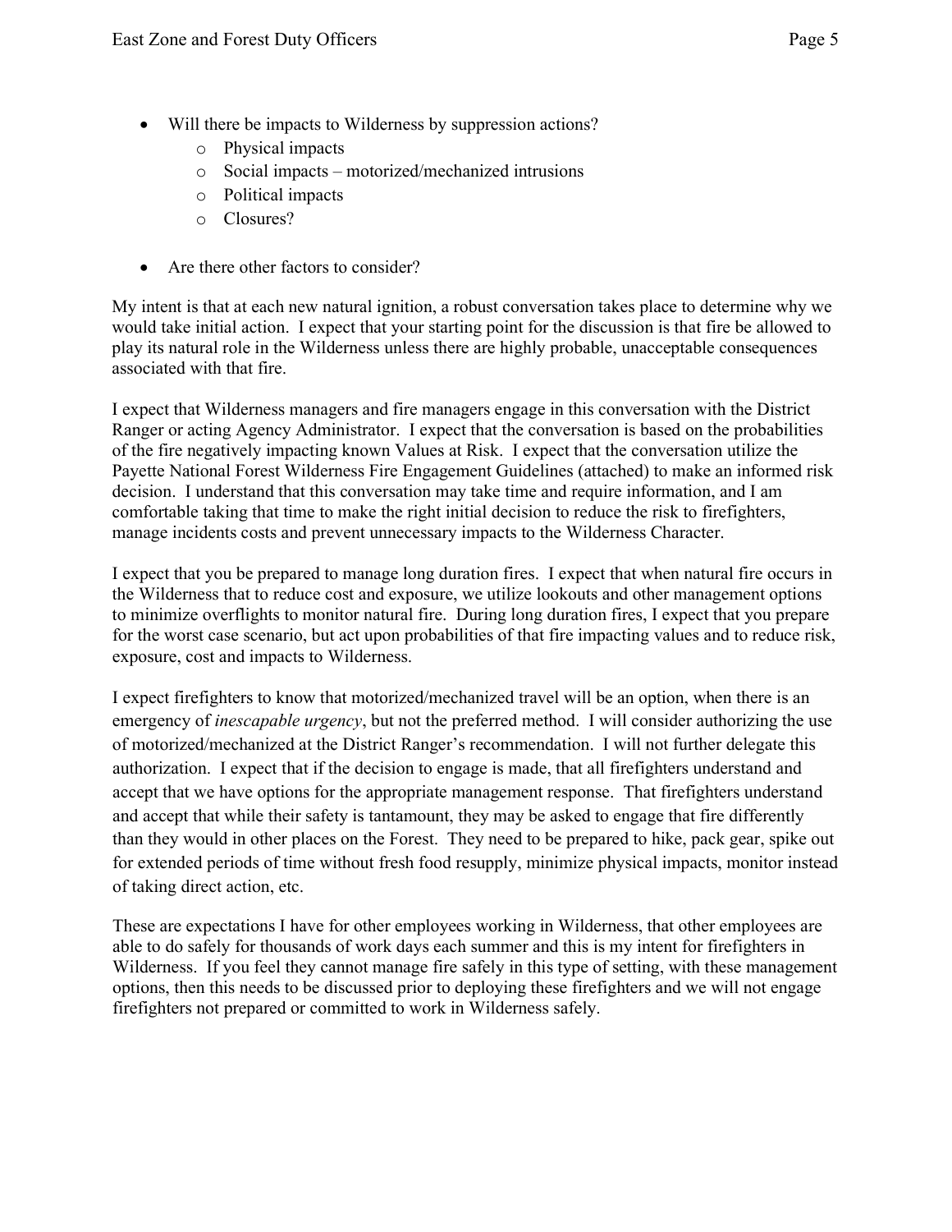- Will there be impacts to Wilderness by suppression actions?
    - Physical impacts
    - Social impacts – motorized/mechanized intrusions
    - Political impacts
    - Closures?

- Are there other factors to consider?

My intent is that at each new natural ignition, a robust conversation takes place to determine why we would take initial action. I expect that your starting point for the discussion is that fire be allowed to play its natural role in the Wilderness unless there are highly probable, unacceptable consequences associated with that fire.

I expect that Wilderness managers and fire managers engage in this conversation with the District Ranger or acting Agency Administrator. I expect that the conversation is based on the probabilities of the fire negatively impacting known Values at Risk. I expect that the conversation utilize the Payette National Forest Wilderness Fire Engagement Guidelines (attached) to make an informed risk decision. I understand that this conversation may take time and require information, and I am comfortable taking that time to make the right initial decision to reduce the risk to firefighters, manage incidents costs and prevent unnecessary impacts to the Wilderness Character.

I expect that you be prepared to manage long duration fires. I expect that when natural fire occurs in the Wilderness that to reduce cost and exposure, we utilize lookouts and other management options to minimize overflights to monitor natural fire. During long duration fires, I expect that you prepare for the worst case scenario, but act upon probabilities of that fire impacting values and to reduce risk, exposure, cost and impacts to Wilderness.

I expect firefighters to know that motorized/mechanized travel will be an option, when there is an emergency of *inescapable urgency*, but not the preferred method. I will consider authorizing the use of motorized/mechanized at the District Ranger's recommendation. I will not further delegate this authorization. I expect that if the decision to engage is made, that all firefighters understand and accept that we have options for the appropriate management response. That firefighters understand and accept that while their safety is tantamount, they may be asked to engage that fire differently than they would in other places on the Forest. They need to be prepared to hike, pack gear, spike out for extended periods of time without fresh food resupply, minimize physical impacts, monitor instead of taking direct action, etc.

These are expectations I have for other employees working in Wilderness, that other employees are able to do safely for thousands of work days each summer and this is my intent for firefighters in Wilderness. If you feel they cannot manage fire safely in this type of setting, with these management options, then this needs to be discussed prior to deploying these firefighters and we will not engage firefighters not prepared or committed to work in Wilderness safely.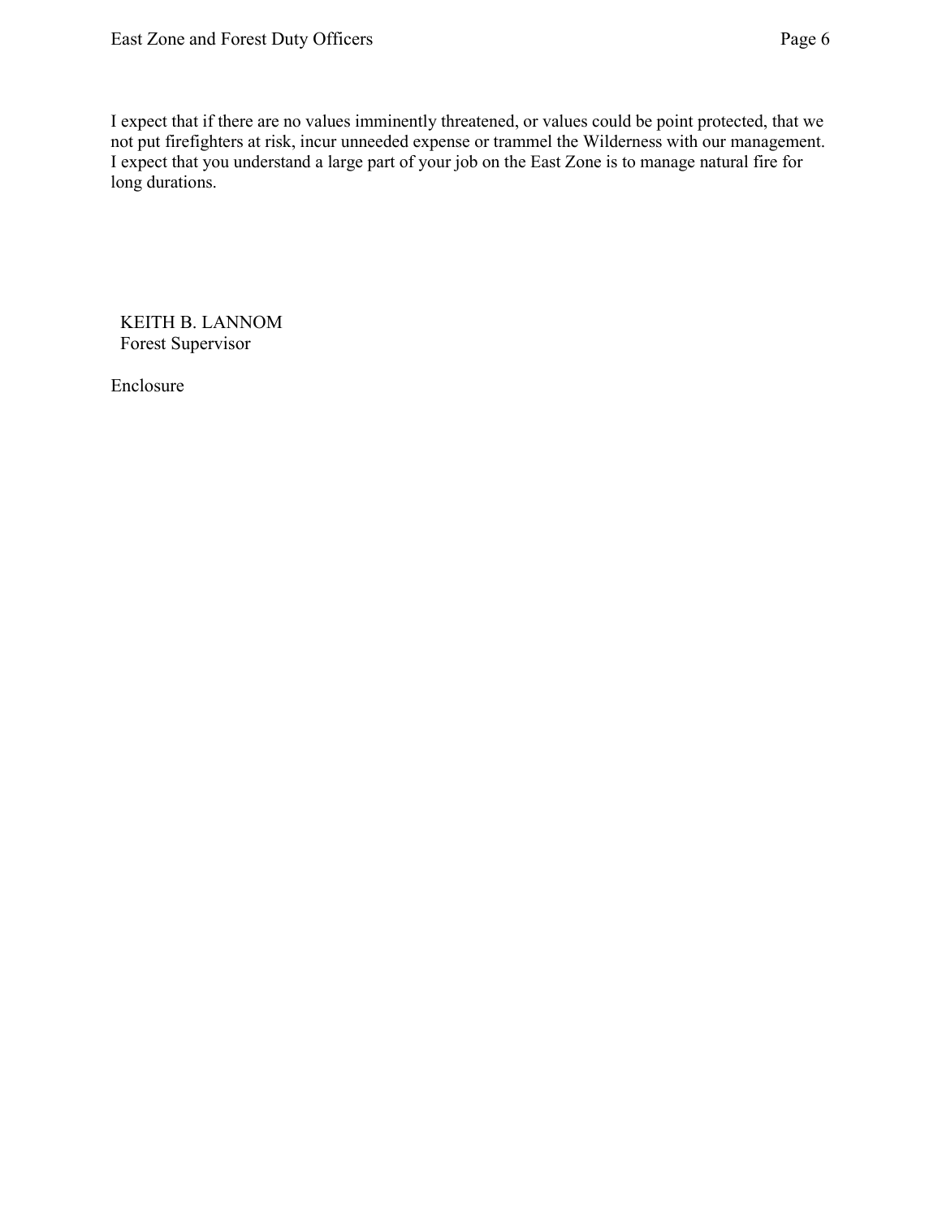I expect that if there are no values imminently threatened, or values could be point protected, that we not put firefighters at risk, incur unneeded expense or trammel the Wilderness with our management. I expect that you understand a large part of your job on the East Zone is to manage natural fire for long durations.

KEITH B. LANNOM  
Forest Supervisor

Enclosure